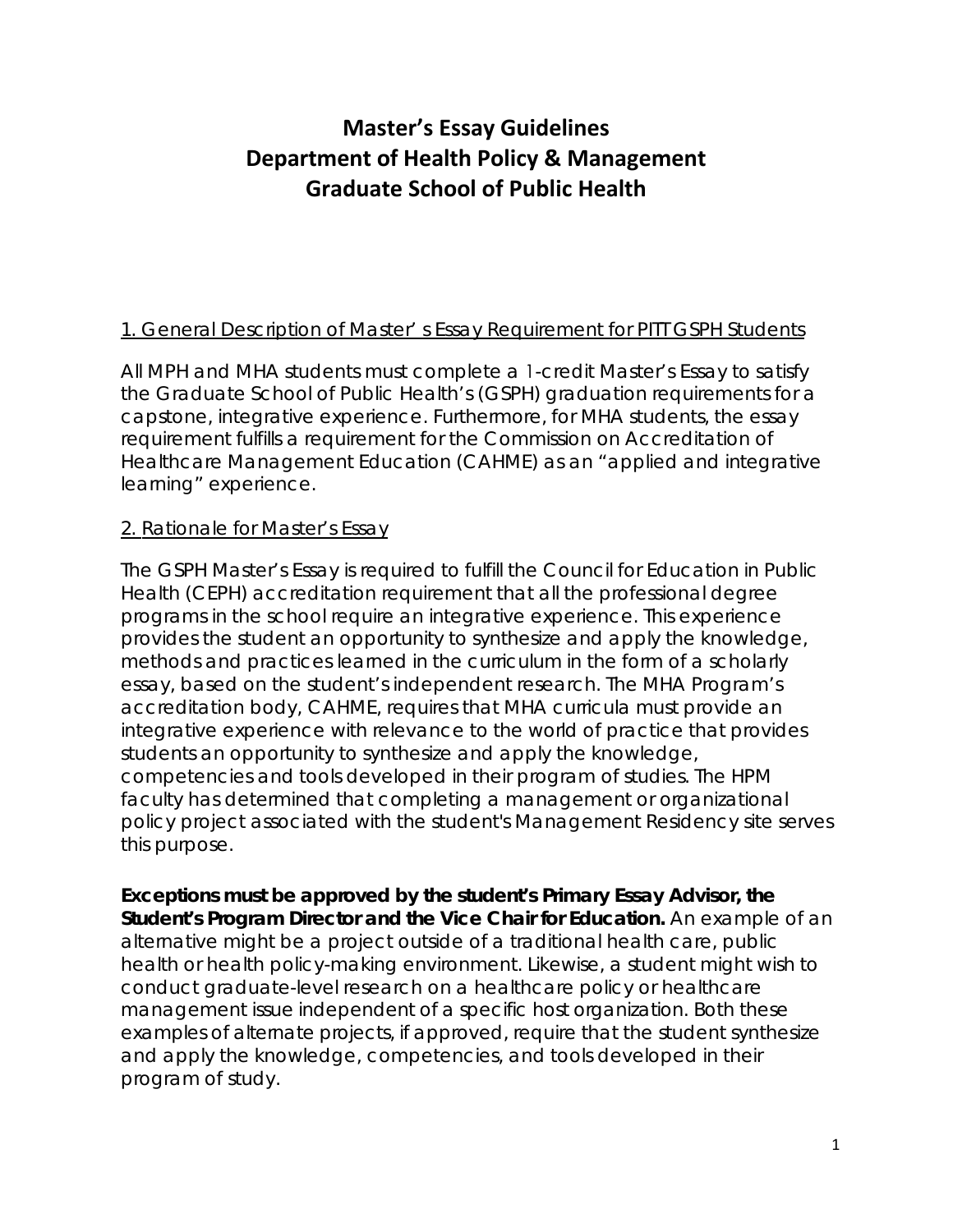# Master's Essay Guidelines
# Department of Health Policy & Management
# Graduate School of Public Health

## 1. General Description of Master's Essay Requirement for PITT GSPH Students

All MPH and MHA students must complete a 1-credit Master's Essay to satisfy the Graduate School of Public Health's (GSPH) graduation requirements for a capstone, integrative experience. Furthermore, for MHA students, the essay requirement fulfills a requirement for the Commission on Accreditation of Healthcare Management Education (CAHME) as an "applied and integrative learning" experience.

## 2. Rationale for Master's Essay

The GSPH Master's Essay is required to fulfill the Council for Education in Public Health (CEPH) accreditation requirement that all the professional degree programs in the school require an integrative experience. This experience provides the student an opportunity to synthesize and apply the knowledge, methods and practices learned in the curriculum in the form of a scholarly essay, based on the student's independent research. The MHA Program's accreditation body, CAHME, requires that MHA curricula must provide an integrative experience with relevance to the world of practice that provides students an opportunity to synthesize and apply the knowledge, competencies and tools developed in their program of studies. The HPM faculty has determined that completing a management or organizational policy project associated with the student's Management Residency site serves this purpose.

**Exceptions must be approved by the student's Primary Essay Advisor, the Student's Program Director and the Vice Chair for Education.** An example of an alternative might be a project outside of a traditional health care, public health or health policy-making environment. Likewise, a student might wish to conduct graduate-level research on a healthcare policy or healthcare management issue independent of a specific host organization. Both these examples of alternate projects, if approved, require that the student synthesize and apply the knowledge, competencies, and tools developed in their program of study.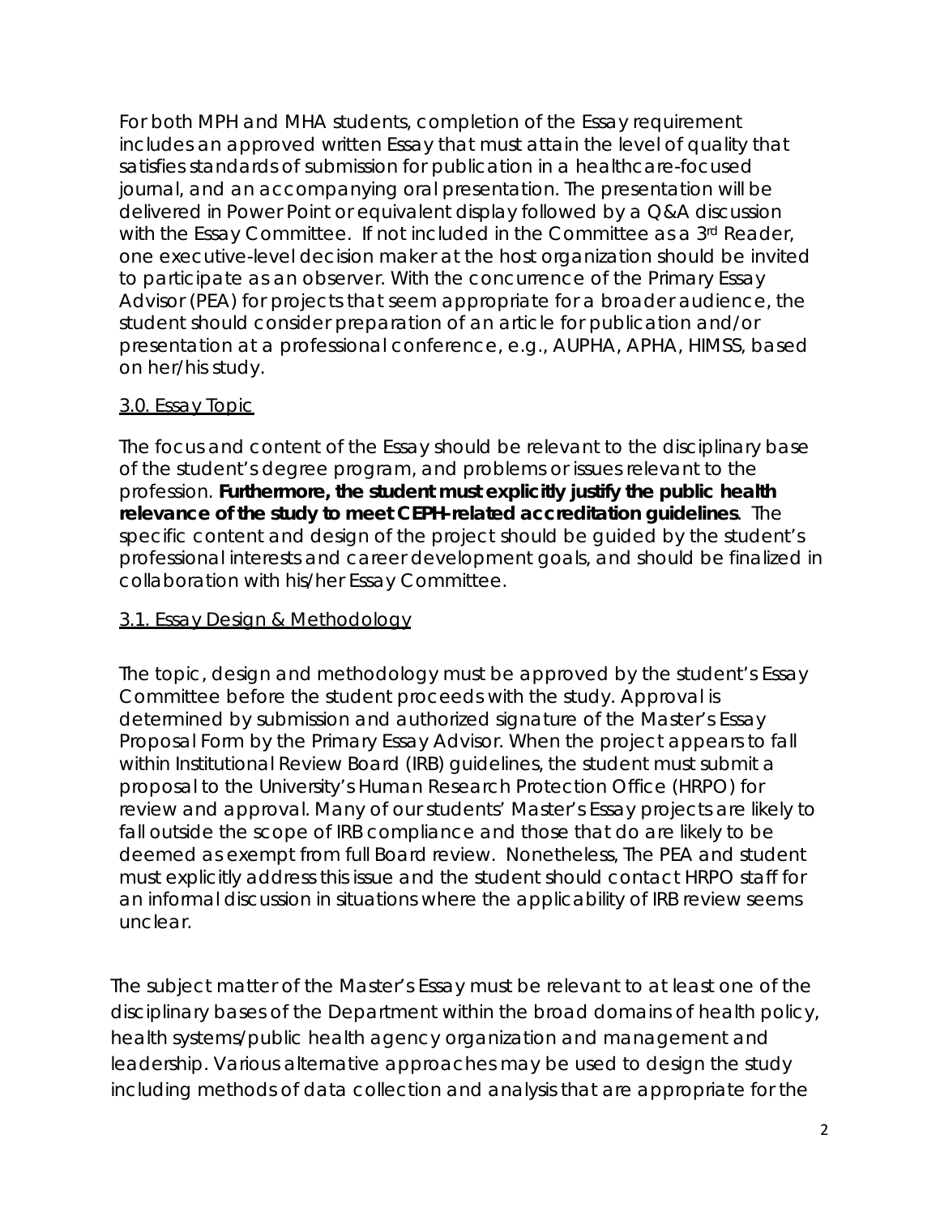For both MPH and MHA students, completion of the Essay requirement includes an approved written Essay that must attain the level of quality that satisfies standards of submission for publication in a healthcare-focused journal, and an accompanying oral presentation. The presentation will be delivered in Power Point or equivalent display followed by a Q&A discussion with the Essay Committee. If not included in the Committee as a 3rd Reader, one executive-level decision maker at the host organization should be invited to participate as an observer. With the concurrence of the Primary Essay Advisor (PEA) for projects that seem appropriate for a broader audience, the student should consider preparation of an article for publication and/or presentation at a professional conference, e.g., AUPHA, APHA, HIMSS, based on her/his study.

### 3.0. Essay Topic

The focus and content of the Essay should be relevant to the disciplinary base of the student's degree program, and problems or issues relevant to the profession. **Furthermore, the student must explicitly justify the public health relevance of the study to meet CEPH-related accreditation guidelines**. The specific content and design of the project should be guided by the student's professional interests and career development goals, and should be finalized in collaboration with his/her Essay Committee.

### 3.1. Essay Design & Methodology

The topic, design and methodology must be approved by the student's Essay Committee before the student proceeds with the study. Approval is determined by submission and authorized signature of the Master's Essay Proposal Form by the Primary Essay Advisor. When the project appears to fall within Institutional Review Board (IRB) guidelines, the student must submit a proposal to the University's Human Research Protection Office (HRPO) for review and approval. Many of our students' Master's Essay projects are likely to fall outside the scope of IRB compliance and those that do are likely to be deemed as exempt from full Board review. Nonetheless, The PEA and student must explicitly address this issue and the student should contact HRPO staff for an informal discussion in situations where the applicability of IRB review seems unclear.

The subject matter of the Master's Essay must be relevant to at least one of the disciplinary bases of the Department within the broad domains of health policy, health systems/public health agency organization and management and leadership. Various alternative approaches may be used to design the study including methods of data collection and analysis that are appropriate for the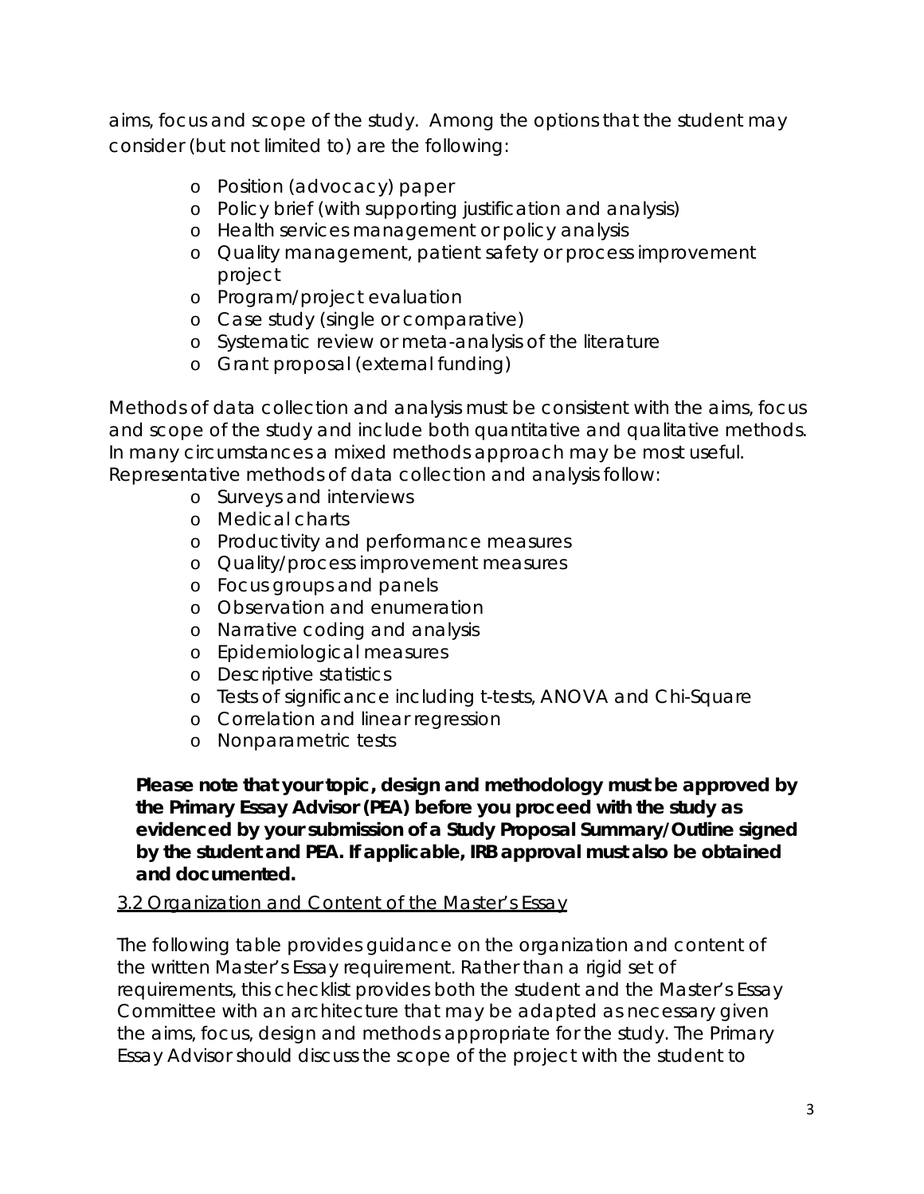aims, focus and scope of the study. Among the options that the student may consider (but not limited to) are the following:

- Position (advocacy) paper
- Policy brief (with supporting justification and analysis)
- Health services management or policy analysis
- Quality management, patient safety or process improvement project
- Program/project evaluation
- Case study (single or comparative)
- Systematic review or meta-analysis of the literature
- Grant proposal (external funding)

Methods of data collection and analysis must be consistent with the aims, focus and scope of the study and include both quantitative and qualitative methods. In many circumstances a mixed methods approach may be most useful. Representative methods of data collection and analysis follow:

- Surveys and interviews
- Medical charts
- Productivity and performance measures
- Quality/process improvement measures
- Focus groups and panels
- Observation and enumeration
- Narrative coding and analysis
- Epidemiological measures
- Descriptive statistics
- Tests of significance including t-tests, ANOVA and Chi-Square
- Correlation and linear regression
- Nonparametric tests

**Please note that your topic, design and methodology must be approved by the Primary Essay Advisor (PEA) before you proceed with the study as evidenced by your submission of a Study Proposal Summary/Outline signed by the student and PEA. If applicable, IRB approval must also be obtained and documented.**

### 3.2 Organization and Content of the Master's Essay

The following table provides guidance on the organization and content of the written Master's Essay requirement. Rather than a rigid set of requirements, this checklist provides both the student and the Master's Essay Committee with an architecture that may be adapted as necessary given the aims, focus, design and methods appropriate for the study. The Primary Essay Advisor should discuss the scope of the project with the student to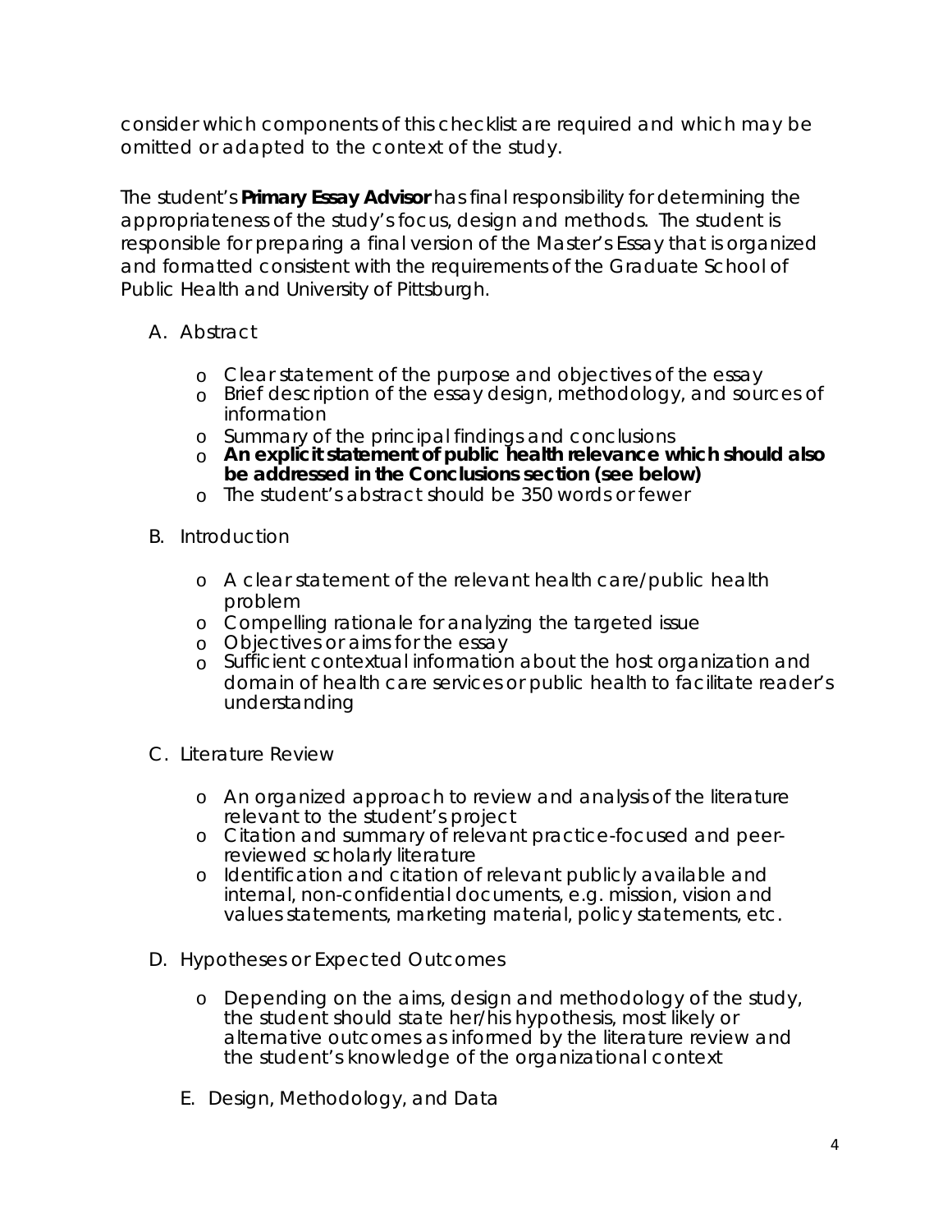consider which components of this checklist are required and which may be omitted or adapted to the context of the study.

The student's **Primary Essay Advisor** has final responsibility for determining the appropriateness of the study's focus, design and methods. The student is responsible for preparing a final version of the Master's Essay that is organized and formatted consistent with the requirements of the Graduate School of Public Health and University of Pittsburgh.

A. Abstract

- Clear statement of the purpose and objectives of the essay
- Brief description of the essay design, methodology, and sources of information
- Summary of the principal findings and conclusions
- **An explicit statement of public health relevance which should also be addressed in the Conclusions section (see below)**
- The student's abstract should be 350 words or fewer

B. Introduction

- A clear statement of the relevant health care/public health problem
- Compelling rationale for analyzing the targeted issue
- Objectives or aims for the essay
- Sufficient contextual information about the host organization and domain of health care services or public health to facilitate reader's understanding

C. Literature Review

- An organized approach to review and analysis of the literature relevant to the student's project
- Citation and summary of relevant practice-focused and peer-reviewed scholarly literature
- Identification and citation of relevant publicly available and internal, non-confidential documents, e.g. mission, vision and values statements, marketing material, policy statements, etc.

D. Hypotheses or Expected Outcomes

- Depending on the aims, design and methodology of the study, the student should state her/his hypothesis, most likely or alternative outcomes as informed by the literature review and the student's knowledge of the organizational context

E. Design, Methodology, and Data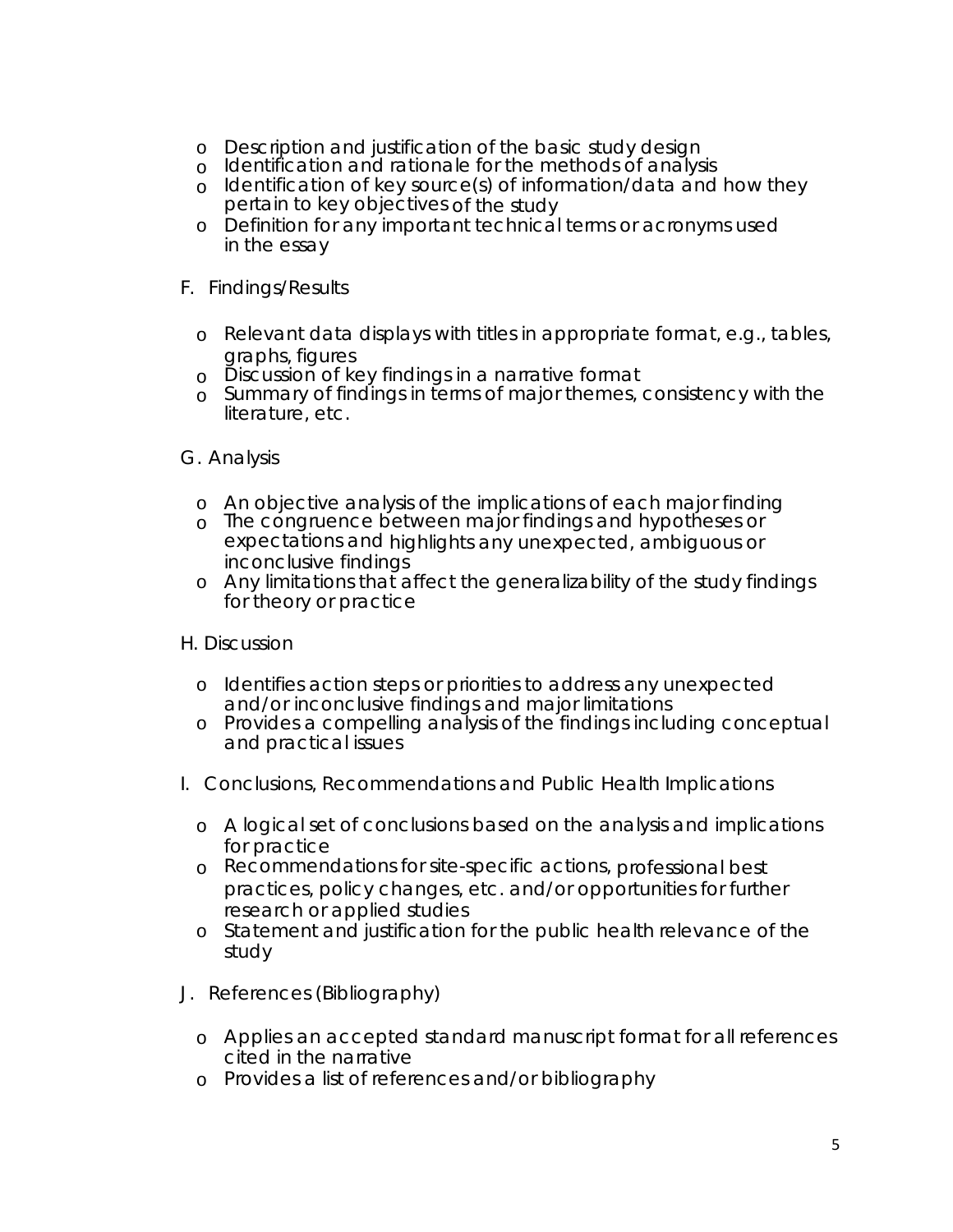- Description and justification of the basic study design
- Identification and rationale for the methods of analysis
- Identification of key source(s) of information/data and how they pertain to key objectives of the study
- Definition for any important technical terms or acronyms used in the essay

F. Findings/Results

- Relevant data displays with titles in appropriate format, e.g., tables, graphs, figures
- Discussion of key findings in a narrative format
- Summary of findings in terms of major themes, consistency with the literature, etc.

G. Analysis

- An objective analysis of the implications of each major finding
- The congruence between major findings and hypotheses or expectations and highlights any unexpected, ambiguous or inconclusive findings
- Any limitations that affect the generalizability of the study findings for theory or practice

H. Discussion

- Identifies action steps or priorities to address any unexpected and/or inconclusive findings and major limitations
- Provides a compelling analysis of the findings including conceptual and practical issues

I. Conclusions, Recommendations and Public Health Implications

- A logical set of conclusions based on the analysis and implications for practice
- Recommendations for site-specific actions, professional best practices, policy changes, etc. and/or opportunities for further research or applied studies
- Statement and justification for the public health relevance of the study

J. References (Bibliography)

- Applies an accepted standard manuscript format for all references cited in the narrative
- Provides a list of references and/or bibliography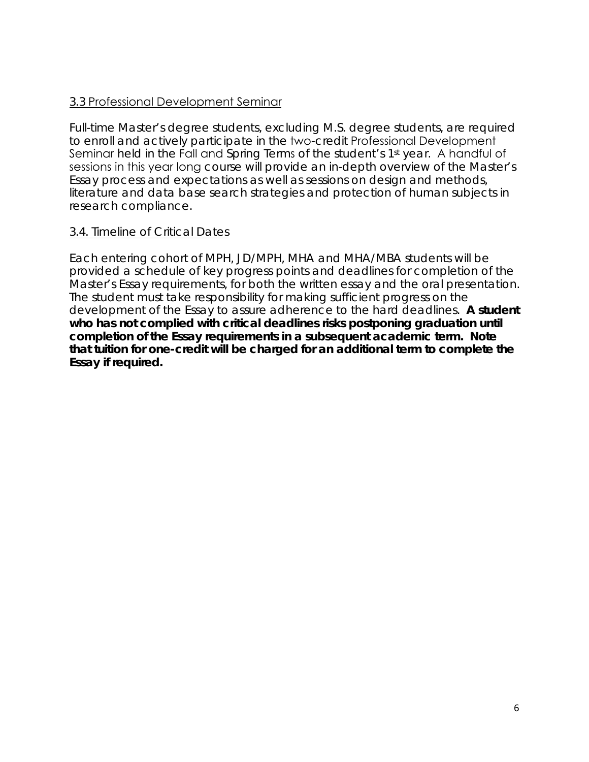### 3.3 Professional Development Seminar

Full-time Master's degree students, excluding M.S. degree students, are required to enroll and actively participate in the two-credit Professional Development Seminar held in the Fall and Spring Terms of the student's 1st year. A handful of sessions in this year long course will provide an in-depth overview of the Master's Essay process and expectations as well as sessions on design and methods, literature and data base search strategies and protection of human subjects in research compliance.

### 3.4. Timeline of Critical Dates

Each entering cohort of MPH, JD/MPH, MHA and MHA/MBA students will be provided a schedule of key progress points and deadlines for completion of the Master's Essay requirements, for both the written essay and the oral presentation. The student must take responsibility for making sufficient progress on the development of the Essay to assure adherence to the hard deadlines. **A student who has not complied with critical deadlines risks postponing graduation until completion of the Essay requirements in a subsequent academic term. Note that tuition for one-credit will be charged for an additional term to complete the Essay if required.**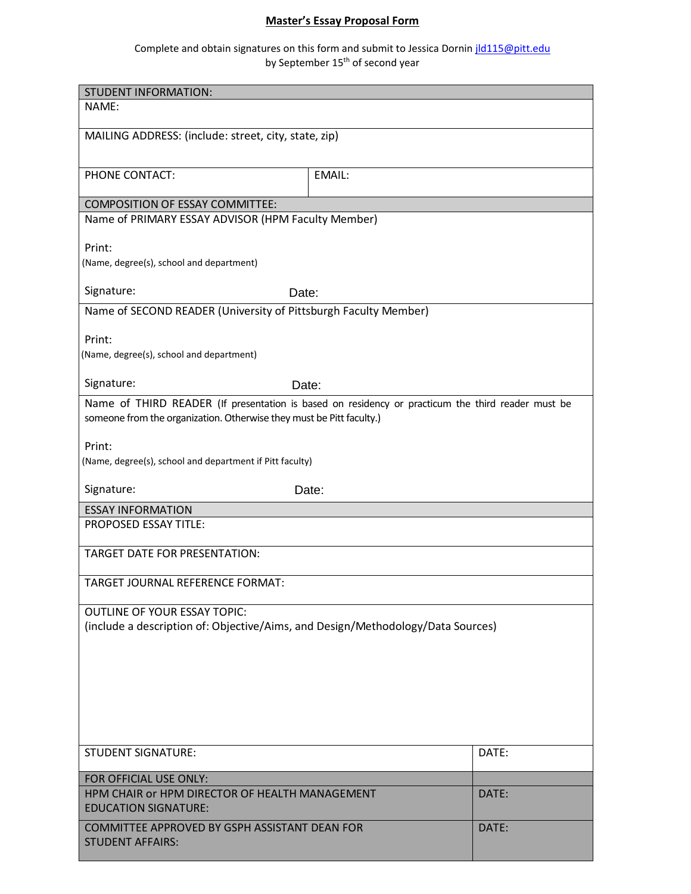# Master's Essay Proposal Form

Complete and obtain signatures on this form and submit to Jessica Dornin jld115@pitt.edu
by September 15th of second year

| STUDENT INFORMATION: | |
|---|---|
| NAME: | |
| MAILING ADDRESS: (include: street, city, state, zip) | |
| PHONE CONTACT: | EMAIL: |
| COMPOSITION OF ESSAY COMMITTEE: | |
| Name of PRIMARY ESSAY ADVISOR (HPM Faculty Member)<br><br>Print:<br>(Name, degree(s), school and department)<br><br>Signature: Date: | |
| Name of SECOND READER (University of Pittsburgh Faculty Member)<br><br>Print:<br>(Name, degree(s), school and department)<br><br>Signature: Date: | |
| Name of THIRD READER (If presentation is based on residency or practicum the third reader must be someone from the organization. Otherwise they must be Pitt faculty.)<br><br>Print:<br>(Name, degree(s), school and department if Pitt faculty)<br><br>Signature: Date: | |
| ESSAY INFORMATION | |
| PROPOSED ESSAY TITLE: | |
| TARGET DATE FOR PRESENTATION: | |
| TARGET JOURNAL REFERENCE FORMAT: | |
| OUTLINE OF YOUR ESSAY TOPIC:<br>(include a description of: Objective/Aims, and Design/Methodology/Data Sources) | |
| STUDENT SIGNATURE: | DATE: |
| FOR OFFICIAL USE ONLY: | |
| HPM CHAIR or HPM DIRECTOR OF HEALTH MANAGEMENT EDUCATION SIGNATURE: | DATE: |
| COMMITTEE APPROVED BY GSPH ASSISTANT DEAN FOR STUDENT AFFAIRS: | DATE: |